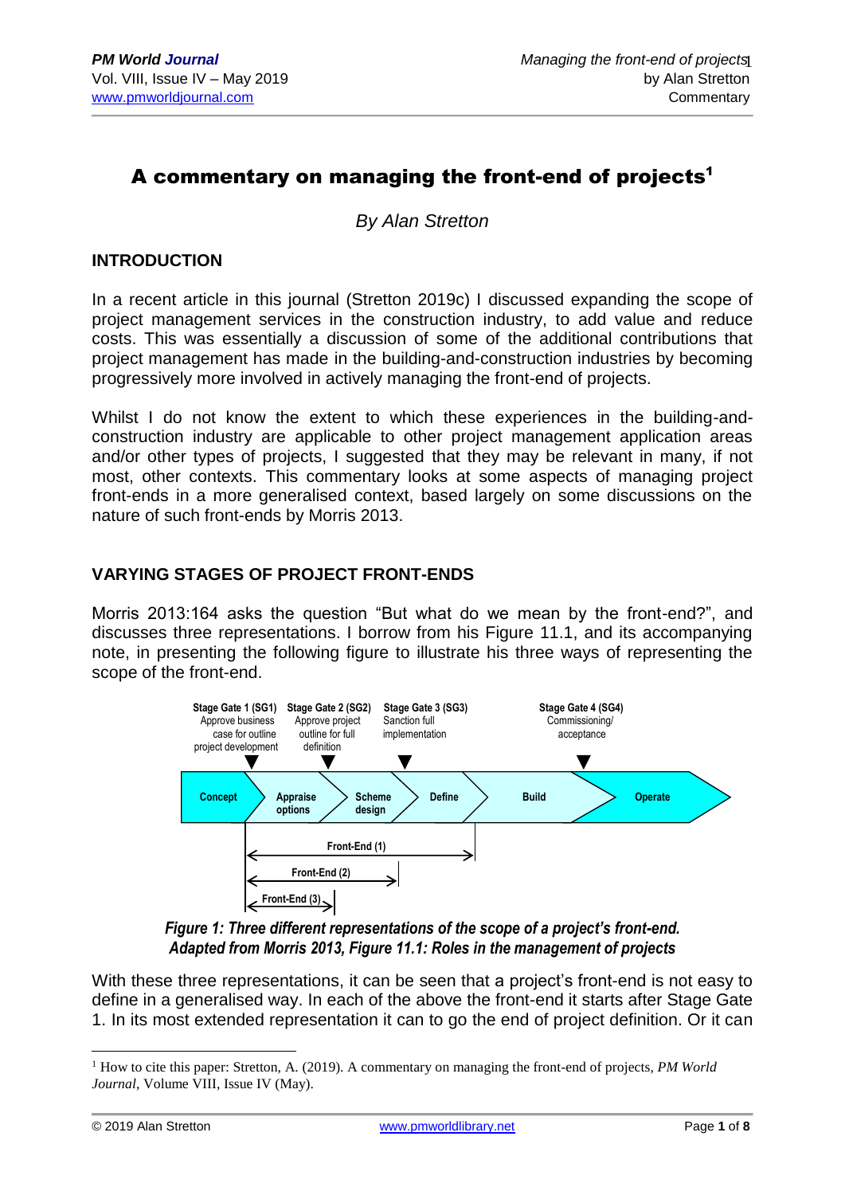# A commentary on managing the front-end of projects[1]

*By Alan Stretton*

## INTRODUCTION

In a recent article in this journal (Stretton 2019c) I discussed expanding the scope of project management services in the construction industry, to add value and reduce costs. This was essentially a discussion of some of the additional contributions that project management has made in the building-and-construction industries by becoming progressively more involved in actively managing the front-end of projects.

Whilst I do not know the extent to which these experiences in the building-and-construction industry are applicable to other project management application areas and/or other types of projects, I suggested that they may be relevant in many, if not most, other contexts. This commentary looks at some aspects of managing project front-ends in a more generalised context, based largely on some discussions on the nature of such front-ends by Morris 2013.

## VARYING STAGES OF PROJECT FRONT-ENDS

Morris 2013:164 asks the question "But what do we mean by the front-end?", and discusses three representations. I borrow from his Figure 11.1, and its accompanying note, in presenting the following figure to illustrate his three ways of representing the scope of the front-end.

Stage Gate 1 (SG1) Approve business case for outline project development | Stage Gate 2 (SG2) Approve project outline for full definition | Stage Gate 3 (SG3) Sanction full implementation | Stage Gate 4 (SG4) Commissioning/ acceptance

Concept → Appraise options → Scheme design → Define → Build → Operate

Front-End (1) | Front-End (2) | Front-End (3)

*Figure 1: Three different representations of the scope of a project's front-end. Adapted from Morris 2013, Figure 11.1: Roles in the management of projects*

With these three representations, it can be seen that a project's front-end is not easy to define in a generalised way. In each of the above the front-end it starts after Stage Gate 1. In its most extended representation it can to go the end of project definition. Or it can

---

[1] How to cite this paper: Stretton, A. (2019). A commentary on managing the front-end of projects, *PM World Journal*, Volume VIII, Issue IV (May).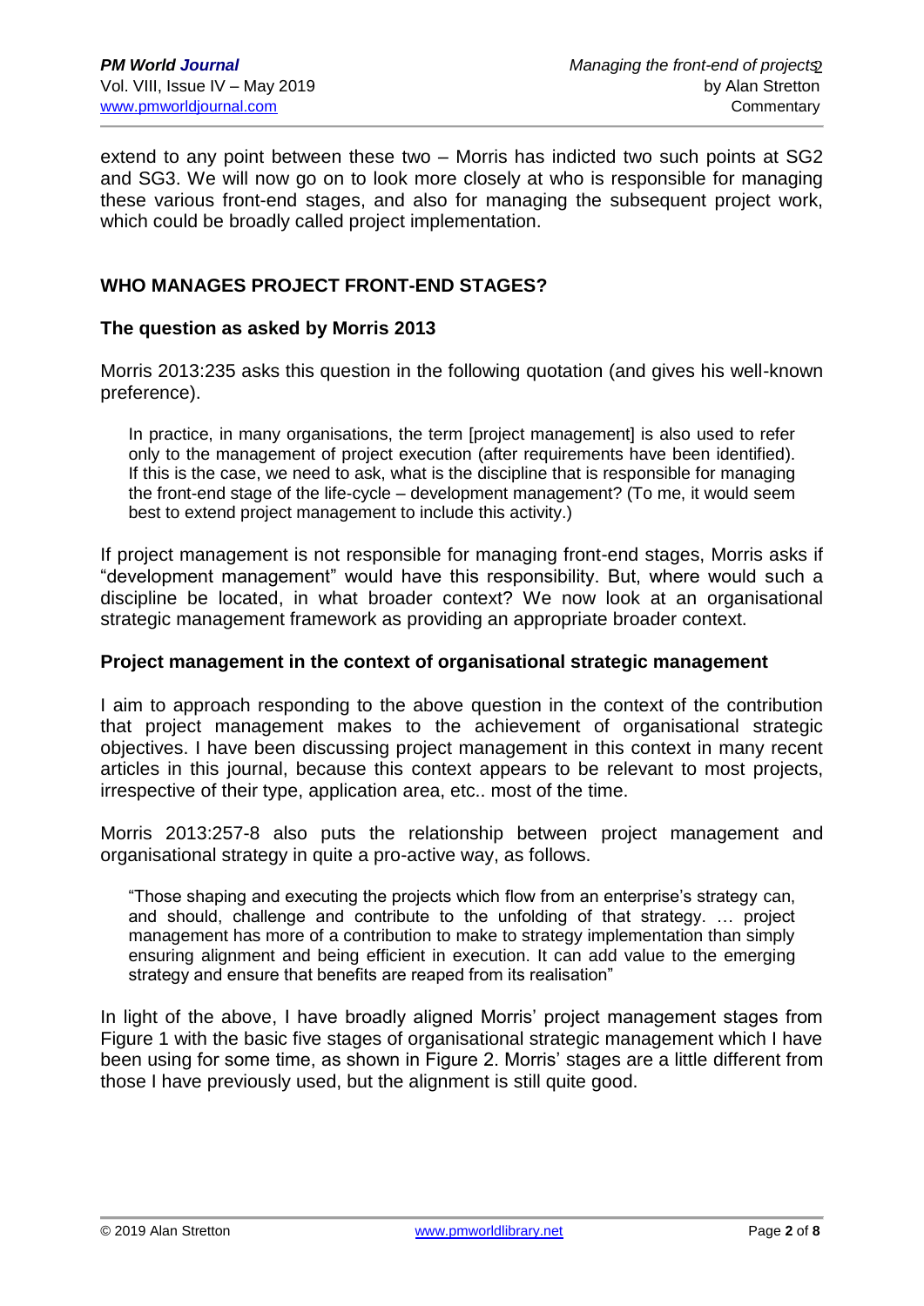extend to any point between these two – Morris has indicted two such points at SG2 and SG3. We will now go on to look more closely at who is responsible for managing these various front-end stages, and also for managing the subsequent project work, which could be broadly called project implementation.

## WHO MANAGES PROJECT FRONT-END STAGES?

### The question as asked by Morris 2013

Morris 2013:235 asks this question in the following quotation (and gives his well-known preference).

> In practice, in many organisations, the term [project management] is also used to refer only to the management of project execution (after requirements have been identified). If this is the case, we need to ask, what is the discipline that is responsible for managing the front-end stage of the life-cycle – development management? (To me, it would seem best to extend project management to include this activity.)

If project management is not responsible for managing front-end stages, Morris asks if "development management" would have this responsibility. But, where would such a discipline be located, in what broader context? We now look at an organisational strategic management framework as providing an appropriate broader context.

### Project management in the context of organisational strategic management

I aim to approach responding to the above question in the context of the contribution that project management makes to the achievement of organisational strategic objectives. I have been discussing project management in this context in many recent articles in this journal, because this context appears to be relevant to most projects, irrespective of their type, application area, etc.. most of the time.

Morris 2013:257-8 also puts the relationship between project management and organisational strategy in quite a pro-active way, as follows.

> "Those shaping and executing the projects which flow from an enterprise's strategy can, and should, challenge and contribute to the unfolding of that strategy. … project management has more of a contribution to make to strategy implementation than simply ensuring alignment and being efficient in execution. It can add value to the emerging strategy and ensure that benefits are reaped from its realisation"

In light of the above, I have broadly aligned Morris' project management stages from Figure 1 with the basic five stages of organisational strategic management which I have been using for some time, as shown in Figure 2. Morris' stages are a little different from those I have previously used, but the alignment is still quite good.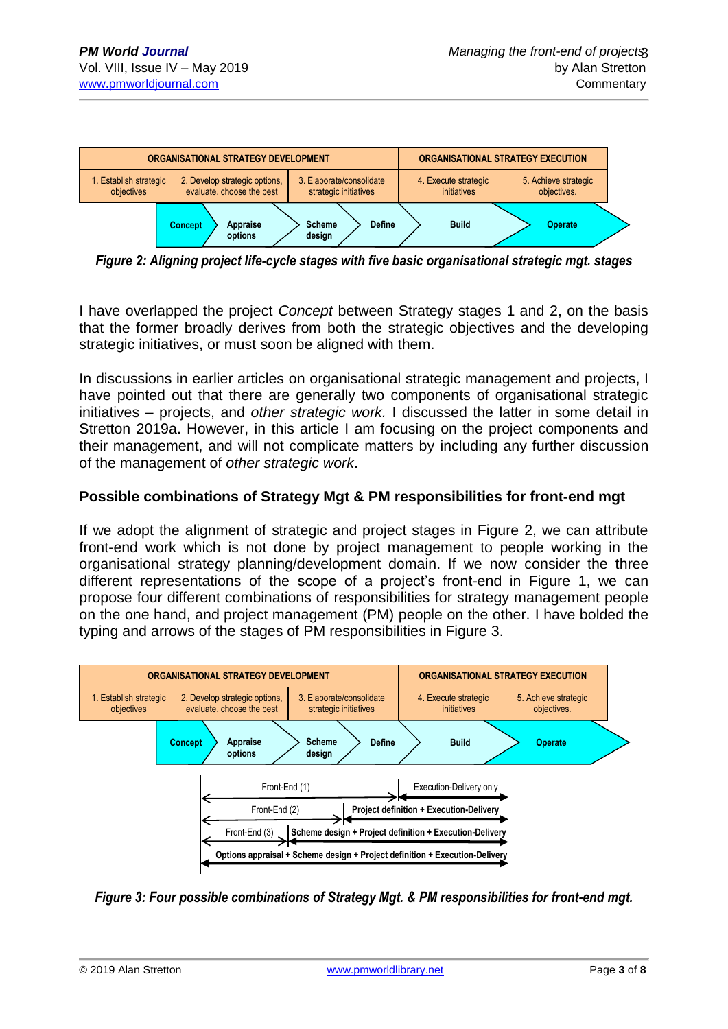| ORGANISATIONAL STRATEGY DEVELOPMENT | | | ORGANISATIONAL STRATEGY EXECUTION | |
|---|---|---|---|---|
| 1. Establish strategic objectives | 2. Develop strategic options, evaluate, choose the best | 3. Elaborate/consolidate strategic initiatives | 4. Execute strategic initiatives | 5. Achieve strategic objectives. |

Concept → Appraise options → Scheme design → Define → Build → Operate

*Figure 2: Aligning project life-cycle stages with five basic organisational strategic mgt. stages*

I have overlapped the project *Concept* between Strategy stages 1 and 2, on the basis that the former broadly derives from both the strategic objectives and the developing strategic initiatives, or must soon be aligned with them.

In discussions in earlier articles on organisational strategic management and projects, I have pointed out that there are generally two components of organisational strategic initiatives – projects, and *other strategic work.* I discussed the latter in some detail in Stretton 2019a. However, in this article I am focusing on the project components and their management, and will not complicate matters by including any further discussion of the management of *other strategic work*.

### Possible combinations of Strategy Mgt & PM responsibilities for front-end mgt

If we adopt the alignment of strategic and project stages in Figure 2, we can attribute front-end work which is not done by project management to people working in the organisational strategy planning/development domain. If we now consider the three different representations of the scope of a project's front-end in Figure 1, we can propose four different combinations of responsibilities for strategy management people on the one hand, and project management (PM) people on the other. I have bolded the typing and arrows of the stages of PM responsibilities in Figure 3.

| ORGANISATIONAL STRATEGY DEVELOPMENT | | | ORGANISATIONAL STRATEGY EXECUTION | |
|---|---|---|---|---|
| 1. Establish strategic objectives | 2. Develop strategic options, evaluate, choose the best | 3. Elaborate/consolidate strategic initiatives | 4. Execute strategic initiatives | 5. Achieve strategic objectives. |

Concept → Appraise options → Scheme design → Define → Build → Operate

- Front-End (1) | **Execution-Delivery only**
- Front-End (2) | **Project definition + Execution-Delivery**
- Front-End (3) | **Scheme design + Project definition + Execution-Delivery**
- **Options appraisal + Scheme design + Project definition + Execution-Delivery**

*Figure 3: Four possible combinations of Strategy Mgt. & PM responsibilities for front-end mgt.*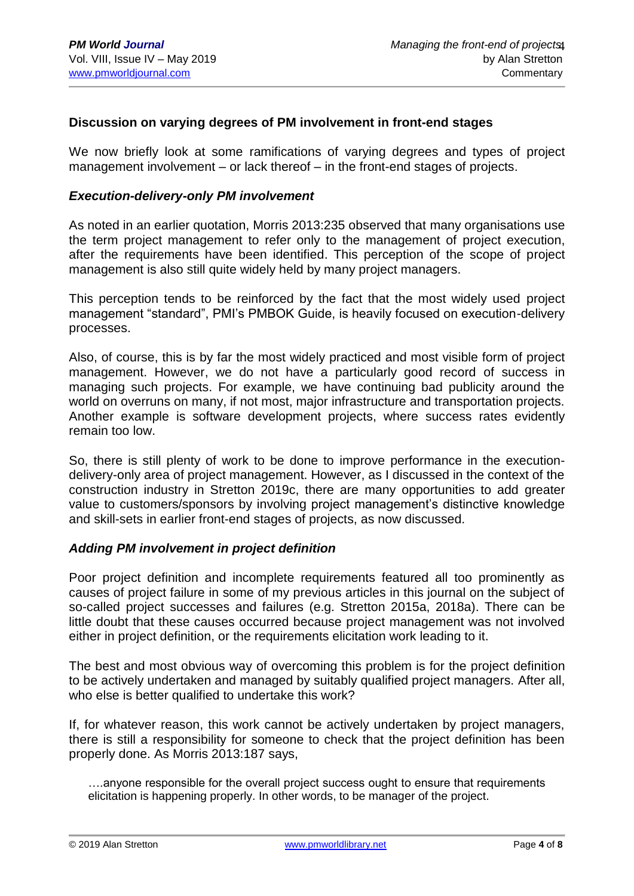### Discussion on varying degrees of PM involvement in front-end stages

We now briefly look at some ramifications of varying degrees and types of project management involvement – or lack thereof – in the front-end stages of projects.

#### *Execution-delivery-only PM involvement*

As noted in an earlier quotation, Morris 2013:235 observed that many organisations use the term project management to refer only to the management of project execution, after the requirements have been identified. This perception of the scope of project management is also still quite widely held by many project managers.

This perception tends to be reinforced by the fact that the most widely used project management "standard", PMI's PMBOK Guide, is heavily focused on execution-delivery processes.

Also, of course, this is by far the most widely practiced and most visible form of project management. However, we do not have a particularly good record of success in managing such projects. For example, we have continuing bad publicity around the world on overruns on many, if not most, major infrastructure and transportation projects. Another example is software development projects, where success rates evidently remain too low.

So, there is still plenty of work to be done to improve performance in the execution-delivery-only area of project management. However, as I discussed in the context of the construction industry in Stretton 2019c, there are many opportunities to add greater value to customers/sponsors by involving project management's distinctive knowledge and skill-sets in earlier front-end stages of projects, as now discussed.

#### *Adding PM involvement in project definition*

Poor project definition and incomplete requirements featured all too prominently as causes of project failure in some of my previous articles in this journal on the subject of so-called project successes and failures (e.g. Stretton 2015a, 2018a). There can be little doubt that these causes occurred because project management was not involved either in project definition, or the requirements elicitation work leading to it.

The best and most obvious way of overcoming this problem is for the project definition to be actively undertaken and managed by suitably qualified project managers. After all, who else is better qualified to undertake this work?

If, for whatever reason, this work cannot be actively undertaken by project managers, there is still a responsibility for someone to check that the project definition has been properly done. As Morris 2013:187 says,

> ….anyone responsible for the overall project success ought to ensure that requirements elicitation is happening properly. In other words, to be manager of the project.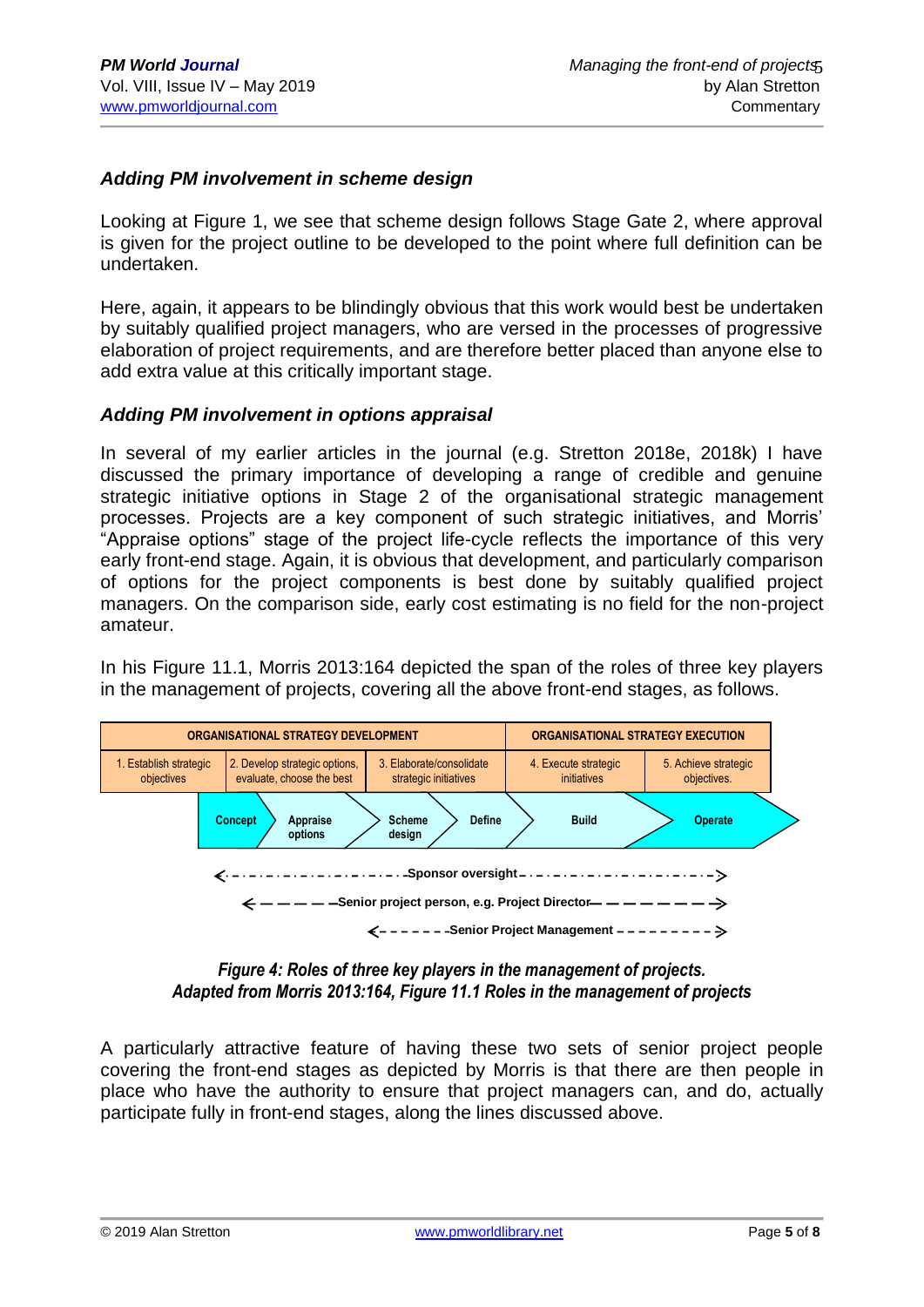### *Adding PM involvement in scheme design*

Looking at Figure 1, we see that scheme design follows Stage Gate 2, where approval is given for the project outline to be developed to the point where full definition can be undertaken.

Here, again, it appears to be blindingly obvious that this work would best be undertaken by suitably qualified project managers, who are versed in the processes of progressive elaboration of project requirements, and are therefore better placed than anyone else to add extra value at this critically important stage.

### *Adding PM involvement in options appraisal*

In several of my earlier articles in the journal (e.g. Stretton 2018e, 2018k) I have discussed the primary importance of developing a range of credible and genuine strategic initiative options in Stage 2 of the organisational strategic management processes. Projects are a key component of such strategic initiatives, and Morris' "Appraise options" stage of the project life-cycle reflects the importance of this very early front-end stage. Again, it is obvious that development, and particularly comparison of options for the project components is best done by suitably qualified project managers. On the comparison side, early cost estimating is no field for the non-project amateur.

In his Figure 11.1, Morris 2013:164 depicted the span of the roles of three key players in the management of projects, covering all the above front-end stages, as follows.

| ORGANISATIONAL STRATEGY DEVELOPMENT | | | ORGANISATIONAL STRATEGY EXECUTION | |
|---|---|---|---|---|
| 1. Establish strategic objectives | 2. Develop strategic options, evaluate, choose the best | 3. Elaborate/consolidate strategic initiatives | 4. Execute strategic initiatives | 5. Achieve strategic objectives. |

Concept → Appraise options → Scheme design → Define → Build → Operate

<-·-·-·-·-·-·-·-·-·-·-Sponsor oversight-·-·-·-·-·-·-·-·-·-·->

<— — — — —Senior project person, e.g. Project Director— — — — — — —>

<- - - - - - -Senior Project Management - - - - - - - - ->

***Figure 4: Roles of three key players in the management of projects.***
***Adapted from Morris 2013:164, Figure 11.1 Roles in the management of projects***

A particularly attractive feature of having these two sets of senior project people covering the front-end stages as depicted by Morris is that there are then people in place who have the authority to ensure that project managers can, and do, actually participate fully in front-end stages, along the lines discussed above.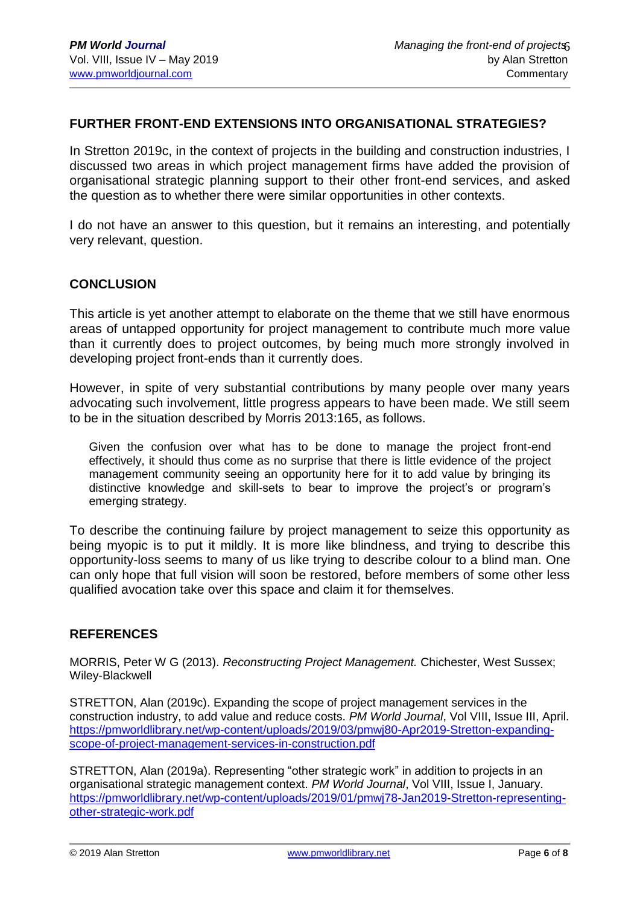## FURTHER FRONT-END EXTENSIONS INTO ORGANISATIONAL STRATEGIES?

In Stretton 2019c, in the context of projects in the building and construction industries, I discussed two areas in which project management firms have added the provision of organisational strategic planning support to their other front-end services, and asked the question as to whether there were similar opportunities in other contexts.

I do not have an answer to this question, but it remains an interesting, and potentially very relevant, question.

## CONCLUSION

This article is yet another attempt to elaborate on the theme that we still have enormous areas of untapped opportunity for project management to contribute much more value than it currently does to project outcomes, by being much more strongly involved in developing project front-ends than it currently does.

However, in spite of very substantial contributions by many people over many years advocating such involvement, little progress appears to have been made. We still seem to be in the situation described by Morris 2013:165, as follows.

> Given the confusion over what has to be done to manage the project front-end effectively, it should thus come as no surprise that there is little evidence of the project management community seeing an opportunity here for it to add value by bringing its distinctive knowledge and skill-sets to bear to improve the project's or program's emerging strategy.

To describe the continuing failure by project management to seize this opportunity as being myopic is to put it mildly. It is more like blindness, and trying to describe this opportunity-loss seems to many of us like trying to describe colour to a blind man. One can only hope that full vision will soon be restored, before members of some other less qualified avocation take over this space and claim it for themselves.

## REFERENCES

MORRIS, Peter W G (2013). *Reconstructing Project Management.* Chichester, West Sussex; Wiley-Blackwell

STRETTON, Alan (2019c). Expanding the scope of project management services in the construction industry, to add value and reduce costs. *PM World Journal*, Vol VIII, Issue III, April. https://pmworldlibrary.net/wp-content/uploads/2019/03/pmwj80-Apr2019-Stretton-expanding-scope-of-project-management-services-in-construction.pdf

STRETTON, Alan (2019a). Representing "other strategic work" in addition to projects in an organisational strategic management context. *PM World Journal*, Vol VIII, Issue I, January. https://pmworldlibrary.net/wp-content/uploads/2019/01/pmwj78-Jan2019-Stretton-representing-other-strategic-work.pdf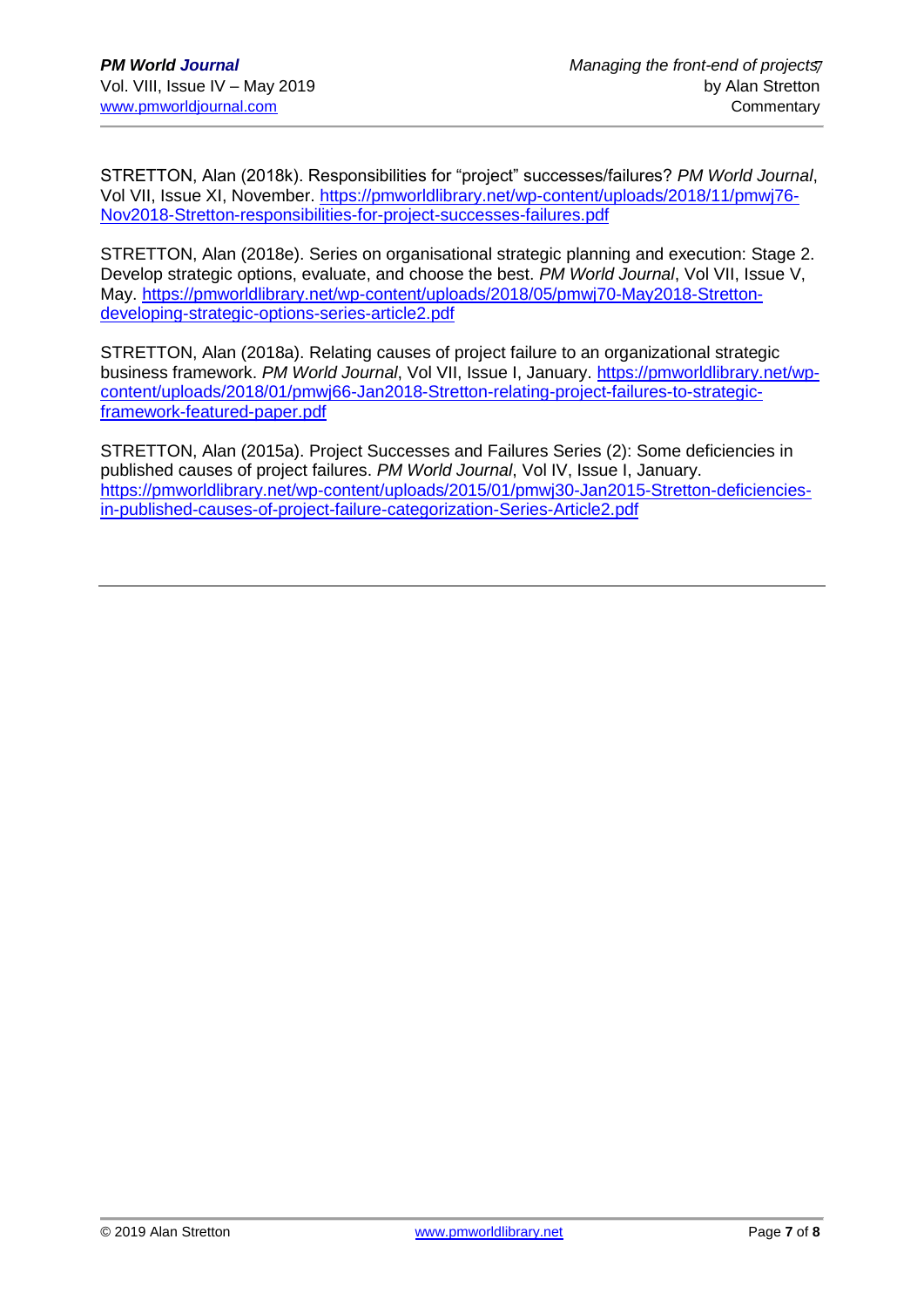STRETTON, Alan (2018k). Responsibilities for "project" successes/failures? *PM World Journal*, Vol VII, Issue XI, November. https://pmworldlibrary.net/wp-content/uploads/2018/11/pmwj76-Nov2018-Stretton-responsibilities-for-project-successes-failures.pdf

STRETTON, Alan (2018e). Series on organisational strategic planning and execution: Stage 2. Develop strategic options, evaluate, and choose the best. *PM World Journal*, Vol VII, Issue V, May. https://pmworldlibrary.net/wp-content/uploads/2018/05/pmwj70-May2018-Stretton-developing-strategic-options-series-article2.pdf

STRETTON, Alan (2018a). Relating causes of project failure to an organizational strategic business framework. *PM World Journal*, Vol VII, Issue I, January. https://pmworldlibrary.net/wp-content/uploads/2018/01/pmwj66-Jan2018-Stretton-relating-project-failures-to-strategic-framework-featured-paper.pdf

STRETTON, Alan (2015a). Project Successes and Failures Series (2): Some deficiencies in published causes of project failures. *PM World Journal*, Vol IV, Issue I, January. https://pmworldlibrary.net/wp-content/uploads/2015/01/pmwj30-Jan2015-Stretton-deficiencies-in-published-causes-of-project-failure-categorization-Series-Article2.pdf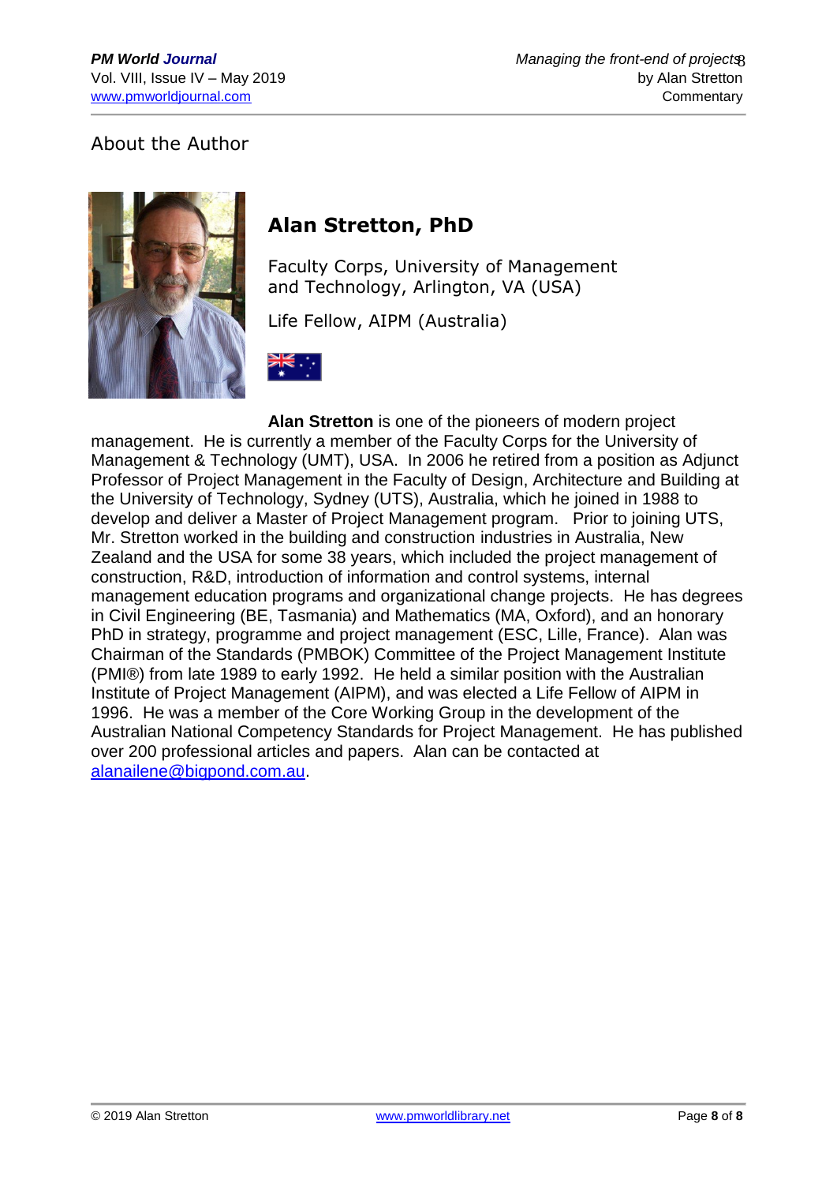## About the Author

### Alan Stretton, PhD

Faculty Corps, University of Management and Technology, Arlington, VA (USA)

Life Fellow, AIPM (Australia)

**Alan Stretton** is one of the pioneers of modern project management. He is currently a member of the Faculty Corps for the University of Management & Technology (UMT), USA. In 2006 he retired from a position as Adjunct Professor of Project Management in the Faculty of Design, Architecture and Building at the University of Technology, Sydney (UTS), Australia, which he joined in 1988 to develop and deliver a Master of Project Management program. Prior to joining UTS, Mr. Stretton worked in the building and construction industries in Australia, New Zealand and the USA for some 38 years, which included the project management of construction, R&D, introduction of information and control systems, internal management education programs and organizational change projects. He has degrees in Civil Engineering (BE, Tasmania) and Mathematics (MA, Oxford), and an honorary PhD in strategy, programme and project management (ESC, Lille, France). Alan was Chairman of the Standards (PMBOK) Committee of the Project Management Institute (PMI®) from late 1989 to early 1992. He held a similar position with the Australian Institute of Project Management (AIPM), and was elected a Life Fellow of AIPM in 1996. He was a member of the Core Working Group in the development of the Australian National Competency Standards for Project Management. He has published over 200 professional articles and papers. Alan can be contacted at alanailene@bigpond.com.au.